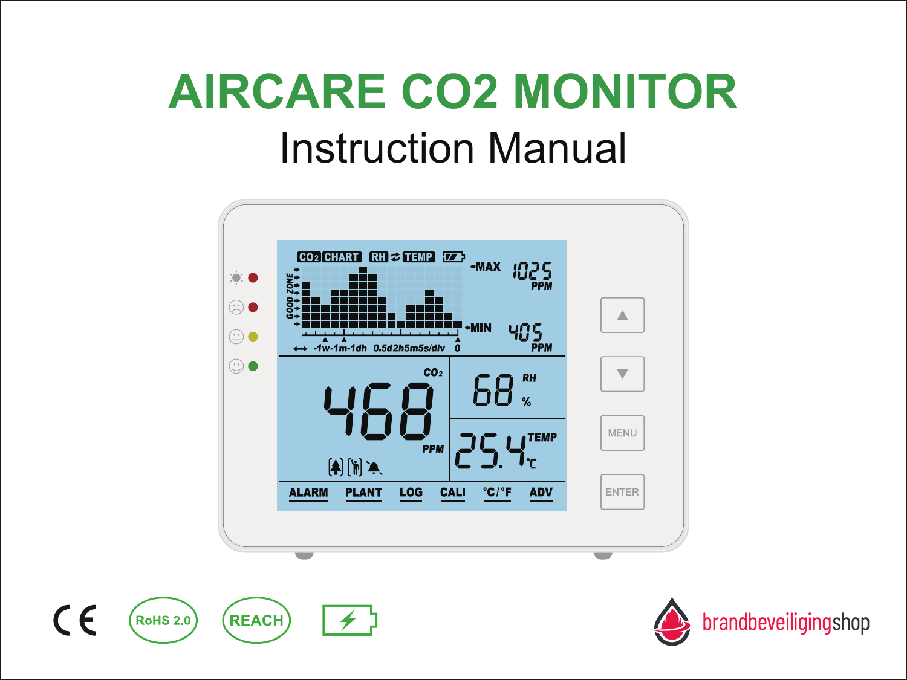# AIRCARE CO2 MONITOR

## Instruction Manual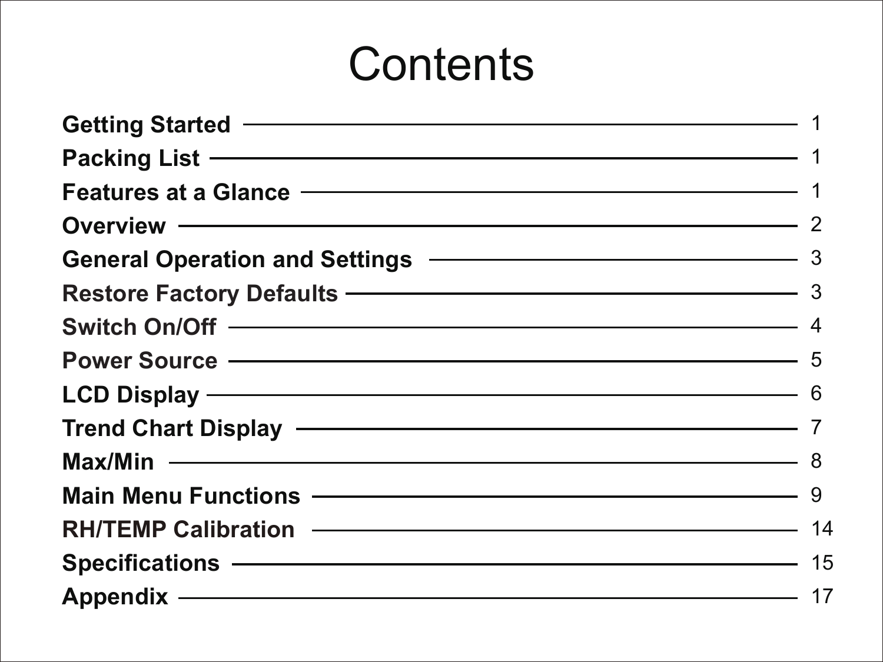# Contents

| Section | Page |
| --- | --- |
| **Getting Started** | 1 |
| **Packing List** | 1 |
| **Features at a Glance** | 1 |
| **Overview** | 2 |
| **General Operation and Settings** | 3 |
| **Restore Factory Defaults** | 3 |
| **Switch On/Off** | 4 |
| **Power Source** | 5 |
| **LCD Display** | 6 |
| **Trend Chart Display** | 7 |
| **Max/Min** | 8 |
| **Main Menu Functions** | 9 |
| **RH/TEMP Calibration** | 14 |
| **Specifications** | 15 |
| **Appendix** | 17 |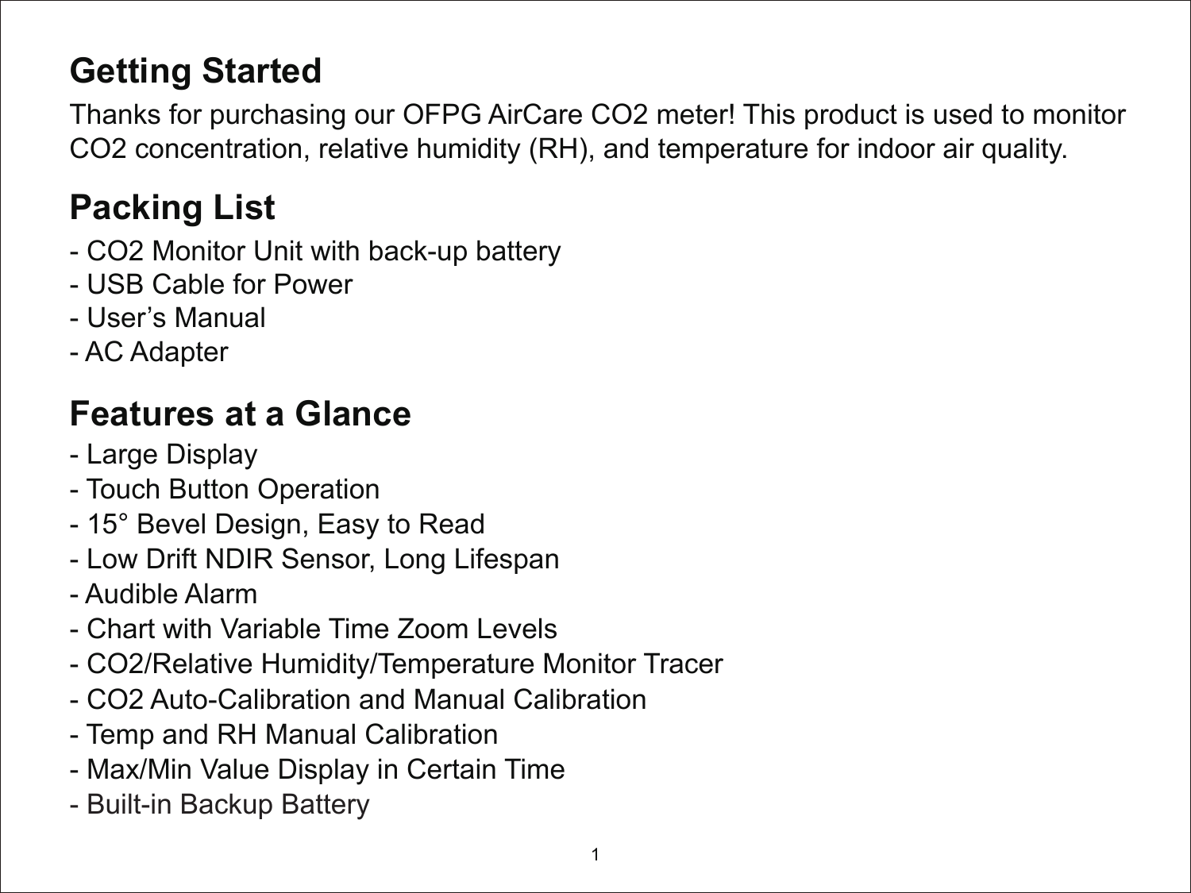## Getting Started

Thanks for purchasing our OFPG AirCare $CO_2$ meter! This product is used to monitor $CO_2$ concentration, relative humidity (RH), and temperature for indoor air quality.

## Packing List

- $CO_2$ Monitor Unit with back-up battery
- USB Cable for Power
- User's Manual
- AC Adapter

## Features at a Glance

- Large Display
- Touch Button Operation
- 15° Bevel Design, Easy to Read
- Low Drift NDIR Sensor, Long Lifespan
- Audible Alarm
- Chart with Variable Time Zoom Levels
- $CO_2$/Relative Humidity/Temperature Monitor Tracer
- $CO_2$ Auto-Calibration and Manual Calibration
- Temp and RH Manual Calibration
- Max/Min Value Display in Certain Time
- Built-in Backup Battery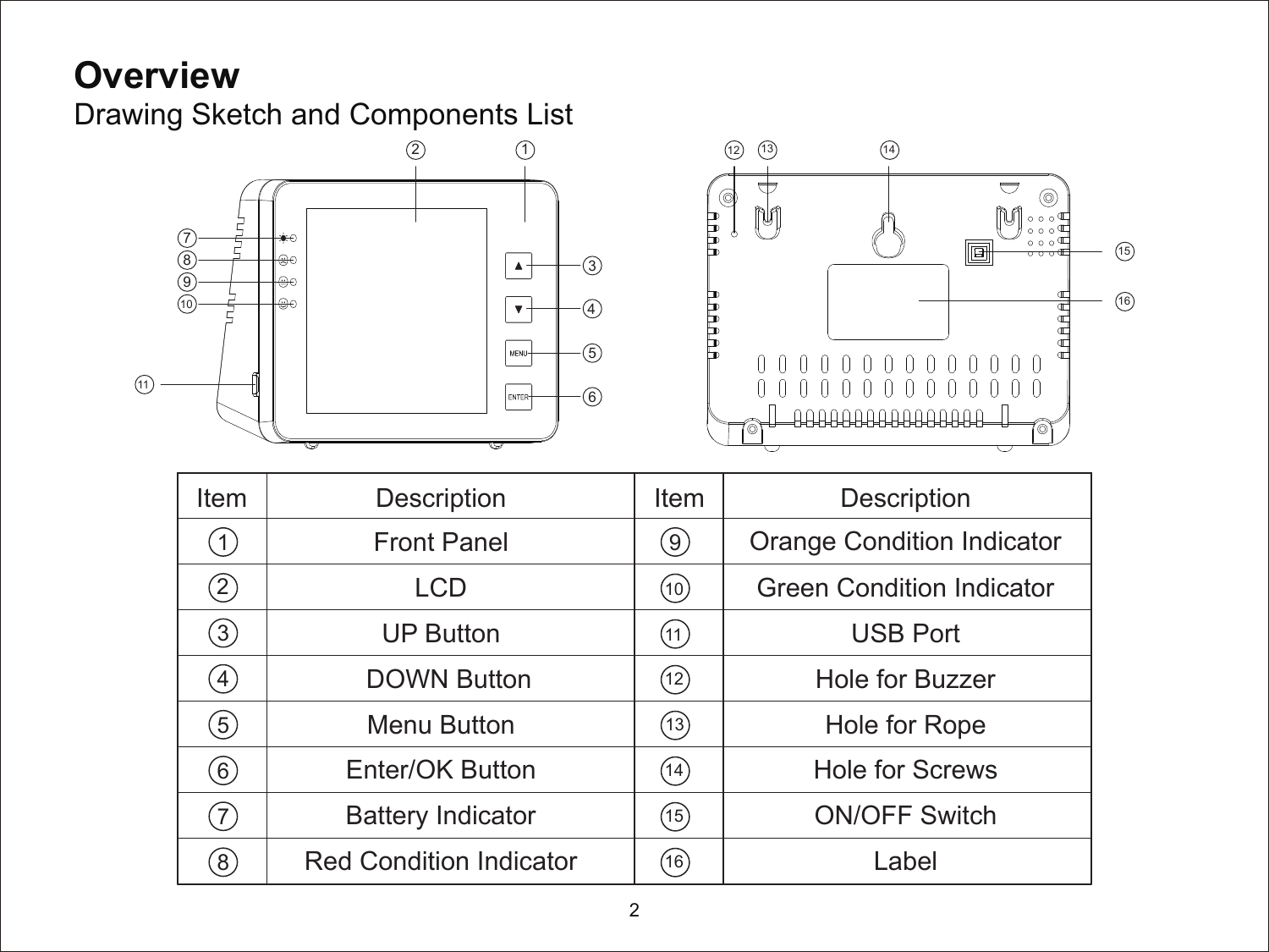# Overview

## Drawing Sketch and Components List

| Item | Description | Item | Description |
|---|---|---|---|
| ① | Front Panel | ⑨ | Orange Condition Indicator |
| ② | LCD | ⑩ | Green Condition Indicator |
| ③ | UP Button | ⑪ | USB Port |
| ④ | DOWN Button | ⑫ | Hole for Buzzer |
| ⑤ | Menu Button | ⑬ | Hole for Rope |
| ⑥ | Enter/OK Button | ⑭ | Hole for Screws |
| ⑦ | Battery Indicator | ⑮ | ON/OFF Switch |
| ⑧ | Red Condition Indicator | ⑯ | Label |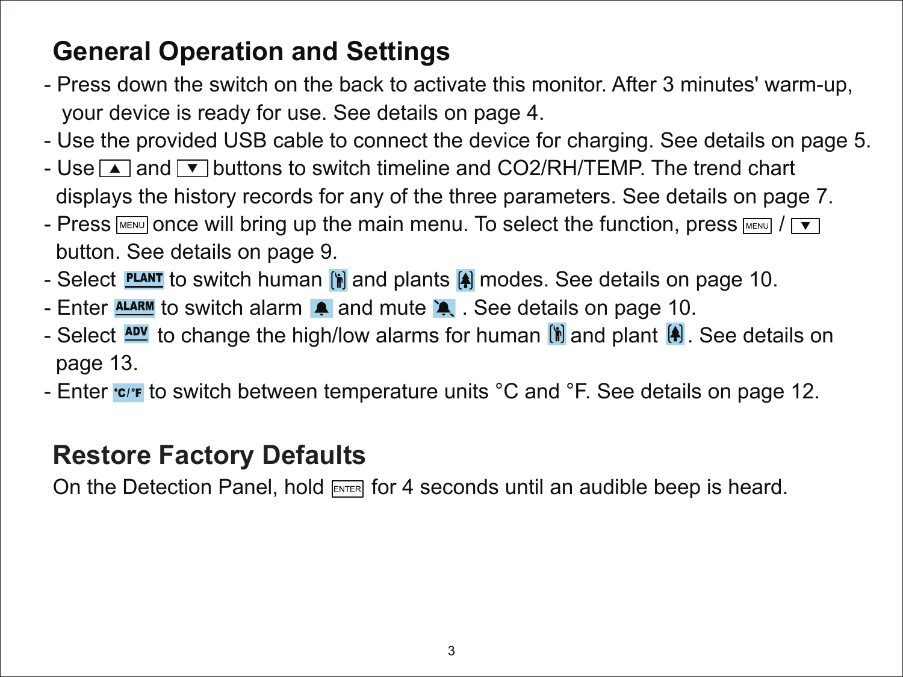## General Operation and Settings

- Press down the switch on the back to activate this monitor. After 3 minutes' warm-up, your device is ready for use. See details on page 4.
- Use the provided USB cable to connect the device for charging. See details on page 5.
- Use ▲ and ▼ buttons to switch timeline and $CO_2$/RH/TEMP. The trend chart displays the history records for any of the three parameters. See details on page 7.
- Press MENU once will bring up the main menu. To select the function, press MENU / ▼ button. See details on page 9.
- Select PLANT to switch human and plants modes. See details on page 10.
- Enter ALARM to switch alarm and mute . See details on page 10.
- Select ADV to change the high/low alarms for human and plant . See details on page 13.
- Enter °C/°F to switch between temperature units °C and °F. See details on page 12.

## Restore Factory Defaults

On the Detection Panel, hold ENTER for 4 seconds until an audible beep is heard.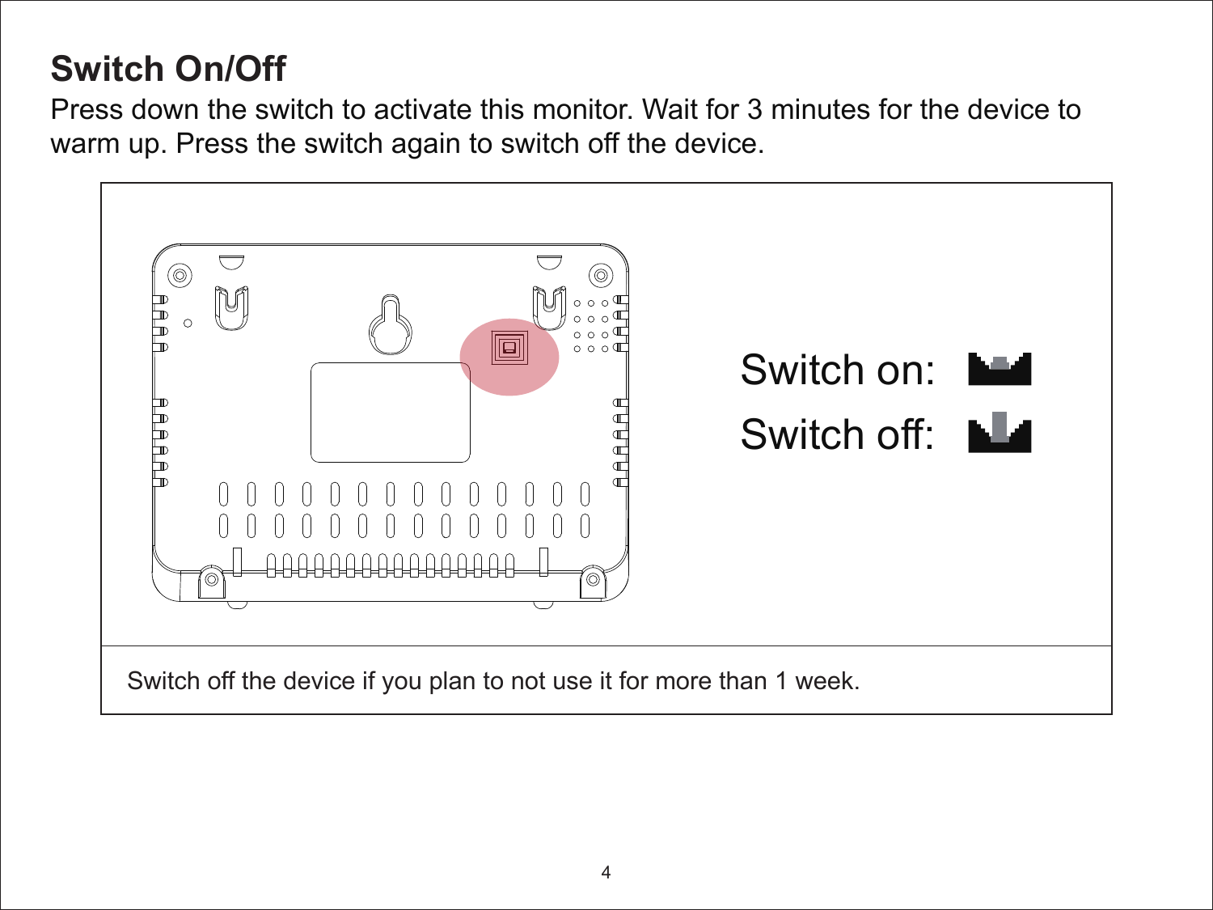## Switch On/Off

Press down the switch to activate this monitor. Wait for 3 minutes for the device to warm up. Press the switch again to switch off the device.

Switch on:

Switch off:

Switch off the device if you plan to not use it for more than 1 week.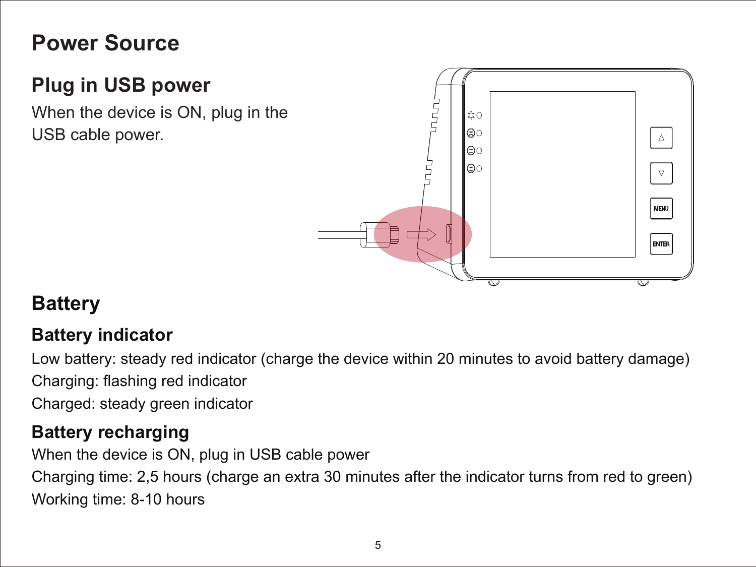# Power Source

## Plug in USB power

When the device is ON, plug in the USB cable power.

## Battery

### Battery indicator

Low battery: steady red indicator (charge the device within 20 minutes to avoid battery damage)

Charging: flashing red indicator

Charged: steady green indicator

### Battery recharging

When the device is ON, plug in USB cable power

Charging time: 2,5 hours (charge an extra 30 minutes after the indicator turns from red to green)

Working time: 8-10 hours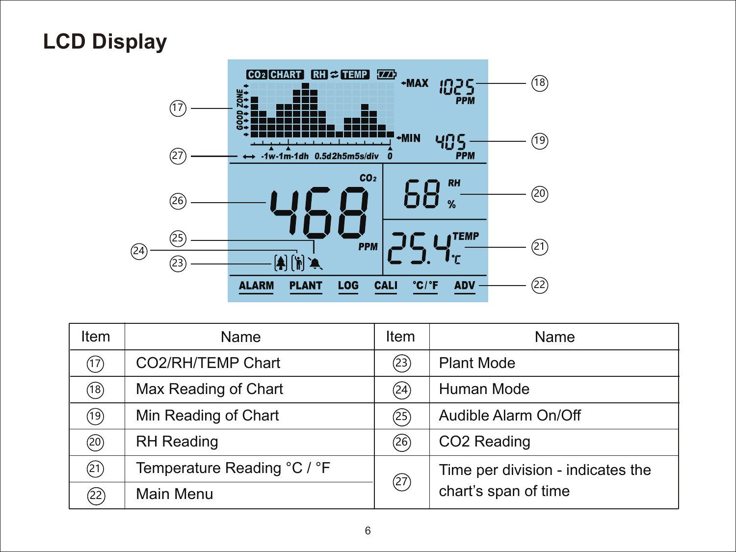# LCD Display

| Item | Name | Item | Name |
|---|---|---|---|
| ⑰ | $CO_2$/RH/TEMP Chart | ㉓ | Plant Mode |
| ⑱ | Max Reading of Chart | ㉔ | Human Mode |
| ⑲ | Min Reading of Chart | ㉕ | Audible Alarm On/Off |
| ⑳ | RH Reading | ㉖ | $CO_2$ Reading |
| ㉑ | Temperature Reading °C / °F | ㉗ | Time per division - indicates the chart's span of time |
| ㉒ | Main Menu | | |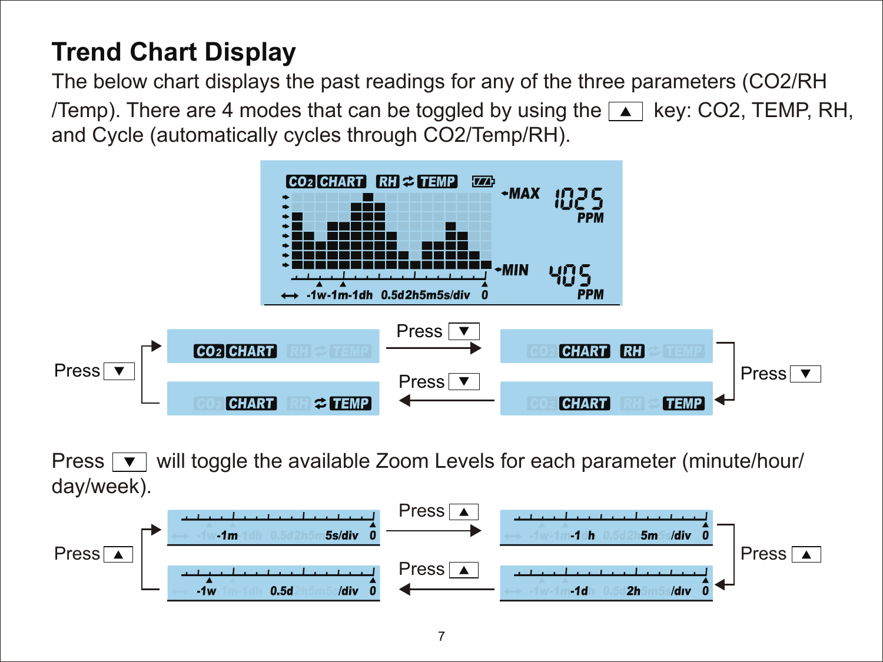# Trend Chart Display

The below chart displays the past readings for any of the three parameters (CO2/RH /Temp). There are 4 modes that can be toggled by using the ▲ key: CO2, TEMP, RH, and Cycle (automatically cycles through CO2/Temp/RH).

Press ▼ will toggle the available Zoom Levels for each parameter (minute/hour/ day/week).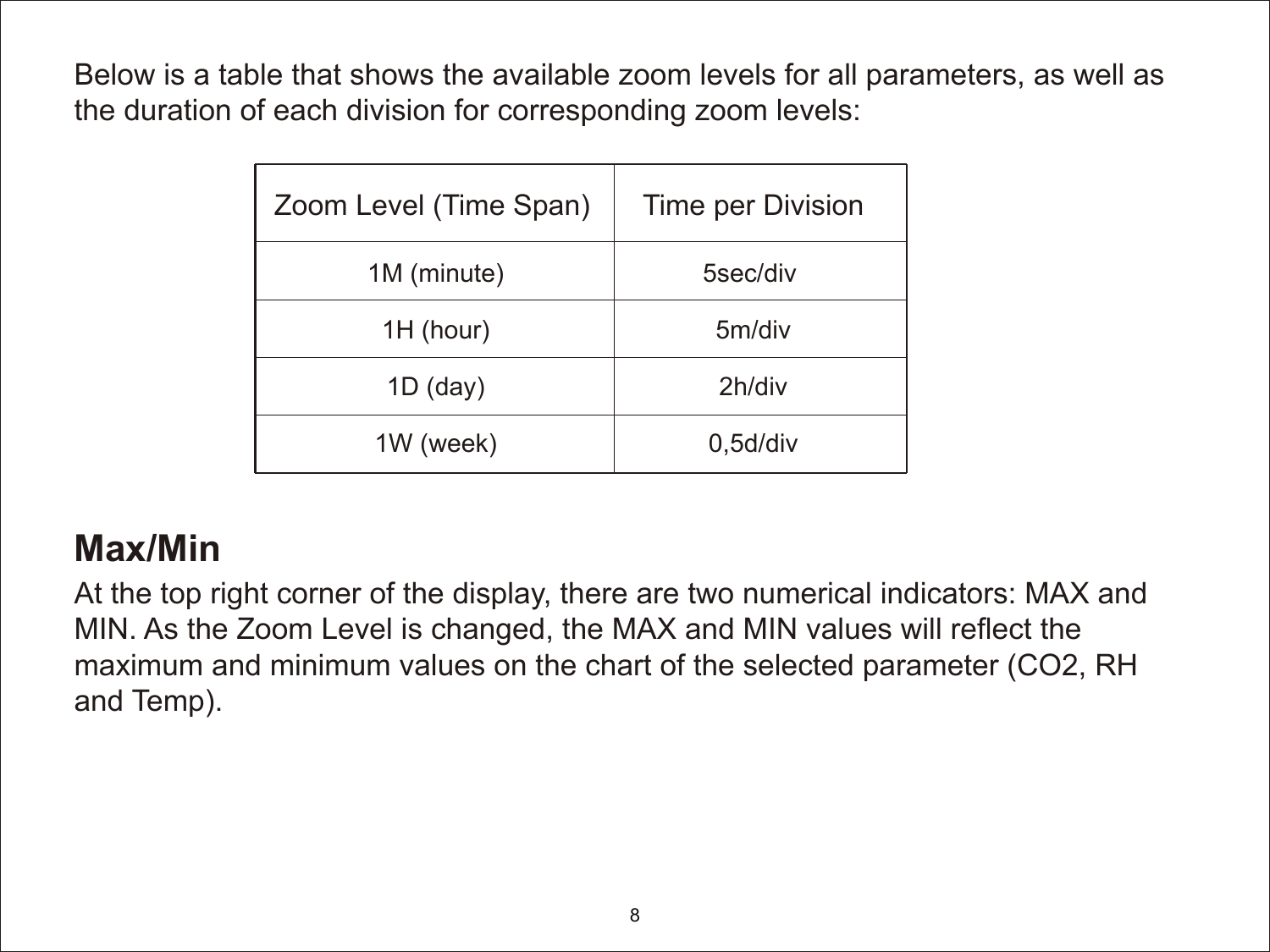Below is a table that shows the available zoom levels for all parameters, as well as the duration of each division for corresponding zoom levels:

| Zoom Level (Time Span) | Time per Division |
| --- | --- |
| 1M (minute) | 5sec/div |
| 1H (hour) | 5m/div |
| 1D (day) | 2h/div |
| 1W (week) | 0,5d/div |

## Max/Min

At the top right corner of the display, there are two numerical indicators: MAX and MIN. As the Zoom Level is changed, the MAX and MIN values will reflect the maximum and minimum values on the chart of the selected parameter ($CO_2$, RH and Temp).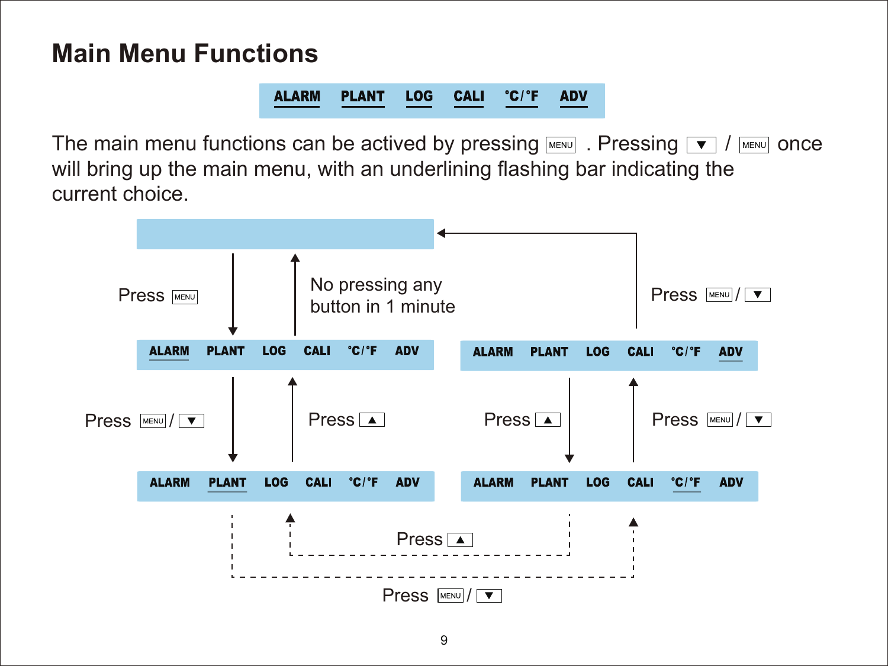# Main Menu Functions

ALARM PLANT LOG CALI °C/°F ADV

The main menu functions can be actived by pressing MENU . Pressing ▼ / MENU once will bring up the main menu, with an underlining flashing bar indicating the current choice.

Press MENU

No pressing any button in 1 minute

Press MENU / ▼

ALARM PLANT LOG CALI °C/°F ADV

ALARM PLANT LOG CALI °C/°F ADV

Press MENU / ▼

Press ▲

Press ▲

Press MENU / ▼

ALARM PLANT LOG CALI °C/°F ADV

ALARM PLANT LOG CALI °C/°F ADV

Press ▲

Press MENU / ▼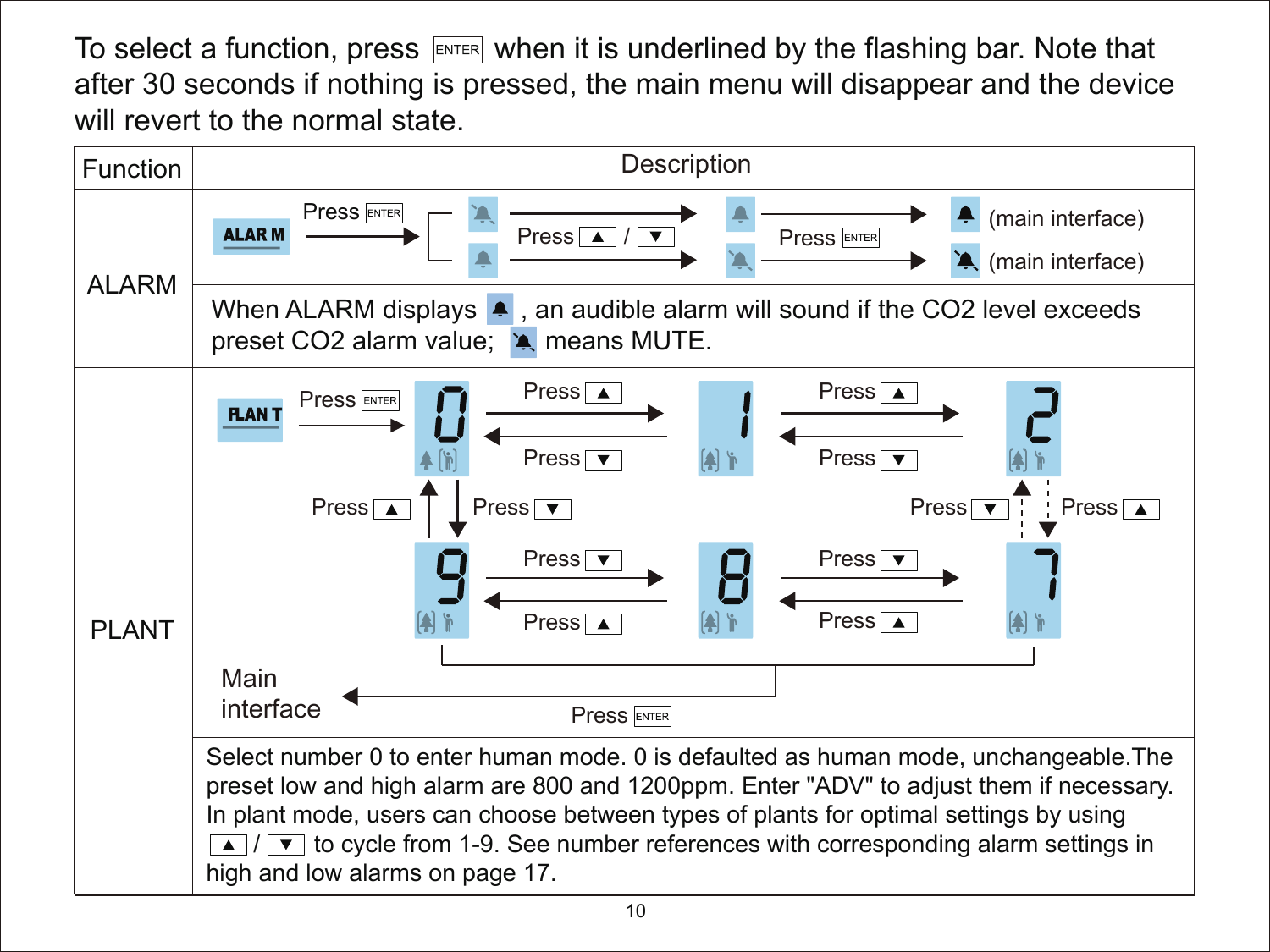To select a function, press ENTER when it is underlined by the flashing bar. Note that after 30 seconds if nothing is pressed, the main menu will disappear and the device will revert to the normal state.

| Function | Description |
| --- | --- |
| ALARM | ALAR M → Press ENTER → (alarm on / mute) → Press ▲ / ▼ → Press ENTER → (main interface) (main interface) |
| | When ALARM displays 🔔, an audible alarm will sound if the $CO_2$ level exceeds preset $CO_2$ alarm value; 🔕 means MUTE. |
| PLANT | PLAN T → Press ENTER → 0 ⇄ 1 ⇄ 2 ⇄ ... ⇄ 7 ⇄ 8 ⇄ 9 ⇄ 0 (Press ▲ / Press ▼); Press ENTER → Main interface |
| | Select number 0 to enter human mode. 0 is defaulted as human mode, unchangeable.The preset low and high alarm are 800 and 1200ppm. Enter "ADV" to adjust them if necessary. In plant mode, users can choose between types of plants for optimal settings by using ▲ / ▼ to cycle from 1-9. See number references with corresponding alarm settings in high and low alarms on page 17. |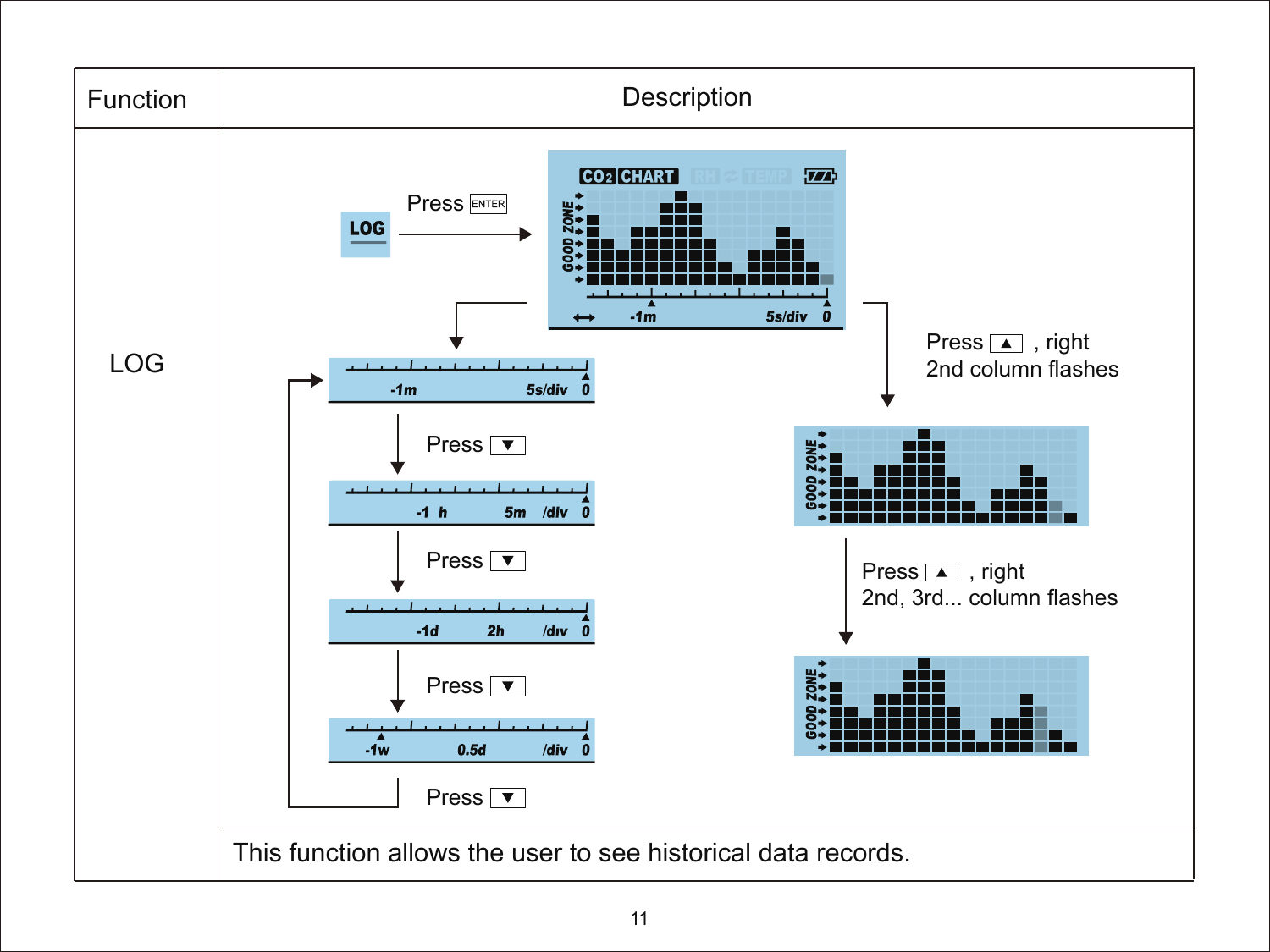| Function | Description |
| --- | --- |
| LOG | LOG → Press ENTER → CO2 CHART (GOOD ZONE; -1m, 5s/div, 0)<br><br>Press ▼ : -1m 5s/div 0 → -1 h 5m /div 0<br>Press ▼ : -1d 2h /div 0<br>Press ▼ : -1w 0.5d /div 0<br>Press ▼ : returns to -1m 5s/div 0<br><br>Press ▲ , right 2nd column flashes<br>Press ▲ , right 2nd, 3rd... column flashes |
| | This function allows the user to see historical data records. |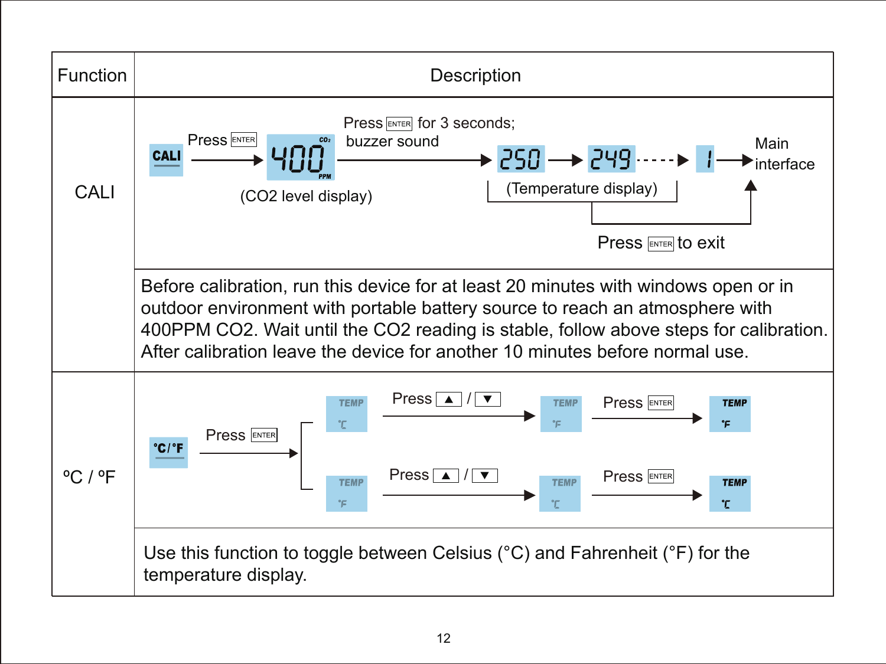| Function | Description |
| --- | --- |
| CALI | CALI → Press ENTER → 400 CO₂ PPM (CO2 level display) → Press ENTER for 3 seconds; buzzer sound → 250 → 249 - - - → 1 → Main interface<br>(Temperature display) → Press ENTER to exit → Main interface |
| | Before calibration, run this device for at least 20 minutes with windows open or in outdoor environment with portable battery source to reach an atmosphere with 400PPM CO2. Wait until the CO2 reading is stable, follow above steps for calibration. After calibration leave the device for another 10 minutes before normal use. |
| ºC / ºF | °C/°F → Press ENTER → TEMP ℃ → Press ▲ / ▼ → TEMP ℉ → Press ENTER → TEMP ℉<br>°C/°F → Press ENTER → TEMP ℉ → Press ▲ / ▼ → TEMP ℃ → Press ENTER → TEMP ℃ |
| | Use this function to toggle between Celsius (°C) and Fahrenheit (°F) for the temperature display. |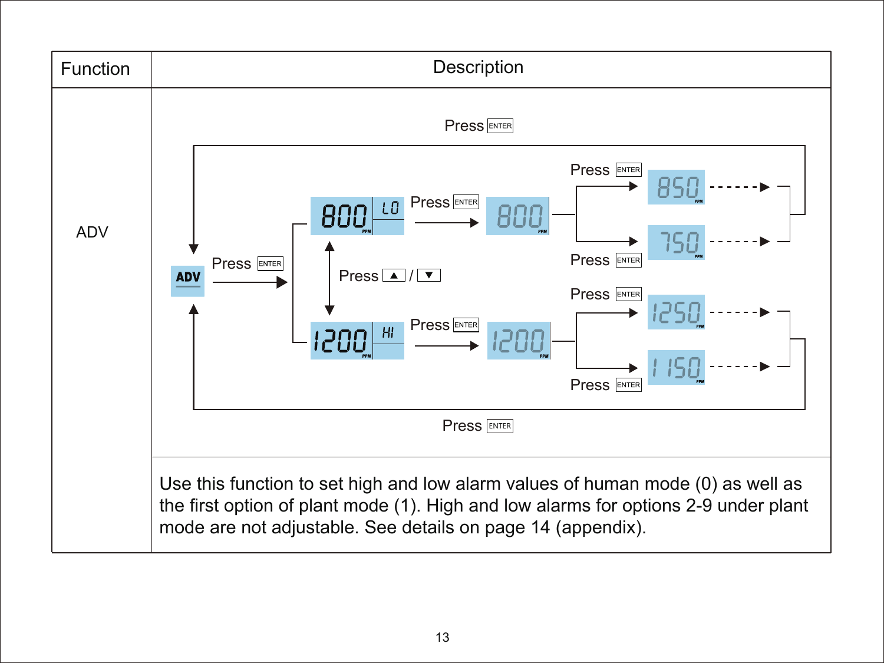| Function | Description |
| --- | --- |
| ADV | Press ENTER<br>ADV → Press ENTER → 800 LO / 1200 HI (Press ▲ / ▼)<br>800 LO → Press ENTER → 800 → Press ENTER → 850 / Press ENTER → 750<br>1200 HI → Press ENTER → 1200 → Press ENTER → 1250 / Press ENTER → 1150<br>Press ENTER |
| | Use this function to set high and low alarm values of human mode (0) as well as the first option of plant mode (1). High and low alarms for options 2-9 under plant mode are not adjustable. See details on page 14 (appendix). |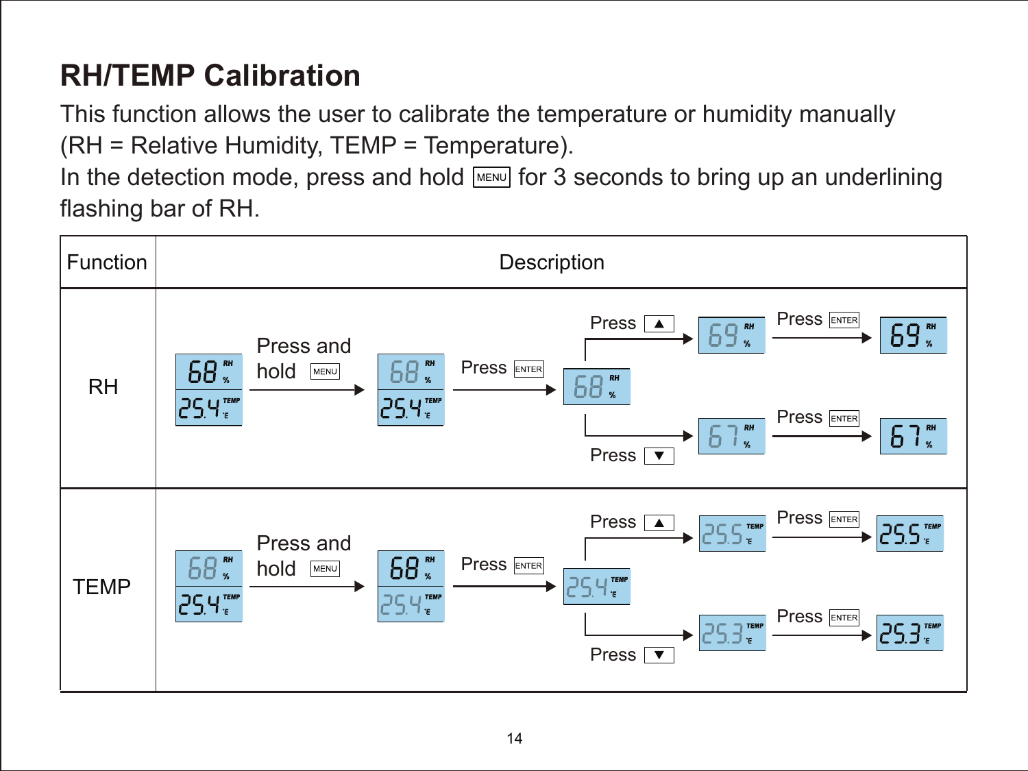## RH/TEMP Calibration

This function allows the user to calibrate the temperature or humidity manually (RH = Relative Humidity, TEMP = Temperature).

In the detection mode, press and hold MENU for 3 seconds to bring up an underlining flashing bar of RH.

| Function | Description |
| --- | --- |
| RH | 68 RH % / 25.4 TEMP °C → Press and hold MENU → 68 RH % / 25.4 TEMP °C → Press ENTER → 68 RH % → Press ▲ → 69 RH % → Press ENTER → 69 RH %; Press ▼ → 67 RH % → Press ENTER → 67 RH % |
| TEMP | 68 RH % / 25.4 TEMP °C → Press and hold MENU → 68 RH % / 25.4 TEMP °C → Press ENTER → 25.4 TEMP °C → Press ▲ → 25.5 TEMP °C → Press ENTER → 25.5 TEMP °C; Press ▼ → 25.3 TEMP °C → Press ENTER → 25.3 TEMP °C |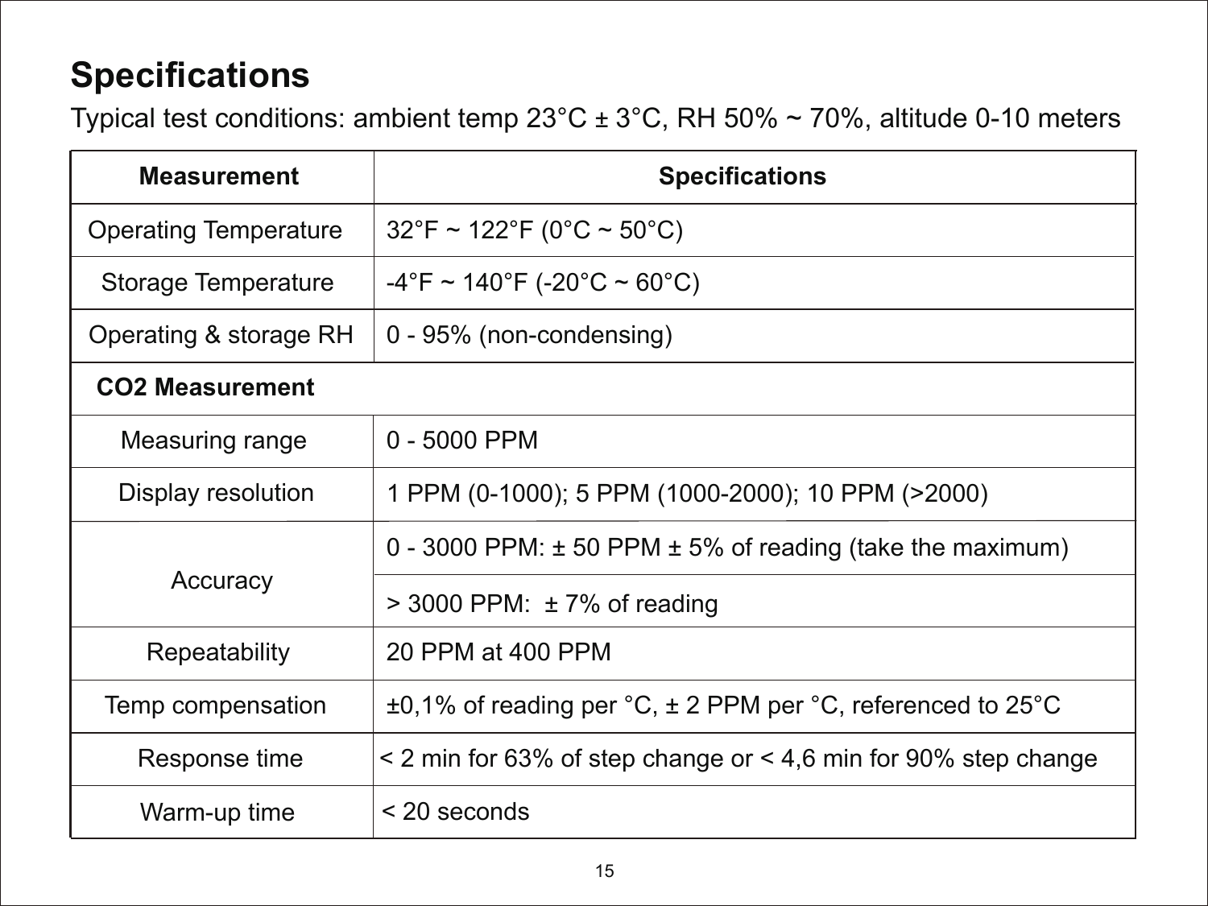## Specifications

Typical test conditions: ambient temp 23°C ± 3°C, RH 50% ~ 70%, altitude 0-10 meters

| Measurement | Specifications |
|---|---|
| Operating Temperature | 32°F ~ 122°F (0°C ~ 50°C) |
| Storage Temperature | -4°F ~ 140°F (-20°C ~ 60°C) |
| Operating & storage RH | 0 - 95% (non-condensing) |
| **$CO_2$ Measurement** | |
| Measuring range | 0 - 5000 PPM |
| Display resolution | 1 PPM (0-1000); 5 PPM (1000-2000); 10 PPM (>2000) |
| Accuracy | 0 - 3000 PPM: ± 50 PPM ± 5% of reading (take the maximum) |
| | > 3000 PPM: ± 7% of reading |
| Repeatability | 20 PPM at 400 PPM |
| Temp compensation | ±0,1% of reading per °C, ± 2 PPM per °C, referenced to 25°C |
| Response time | < 2 min for 63% of step change or < 4,6 min for 90% step change |
| Warm-up time | < 20 seconds |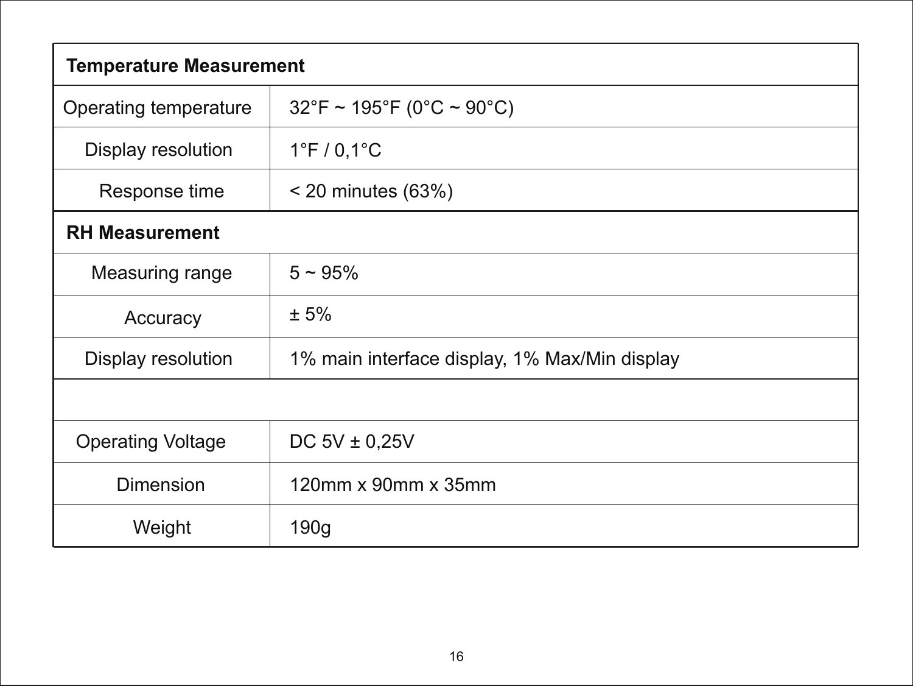| Temperature Measurement | |
|---|---|
| Operating temperature | 32°F ~ 195°F (0°C ~ 90°C) |
| Display resolution | 1°F / 0,1°C |
| Response time | < 20 minutes (63%) |
| **RH Measurement** | |
| Measuring range | 5 ~ 95% |
| Accuracy | ± 5% |
| Display resolution | 1% main interface display, 1% Max/Min display |
| | |
| Operating Voltage | DC 5V ± 0,25V |
| Dimension | 120mm x 90mm x 35mm |
| Weight | 190g |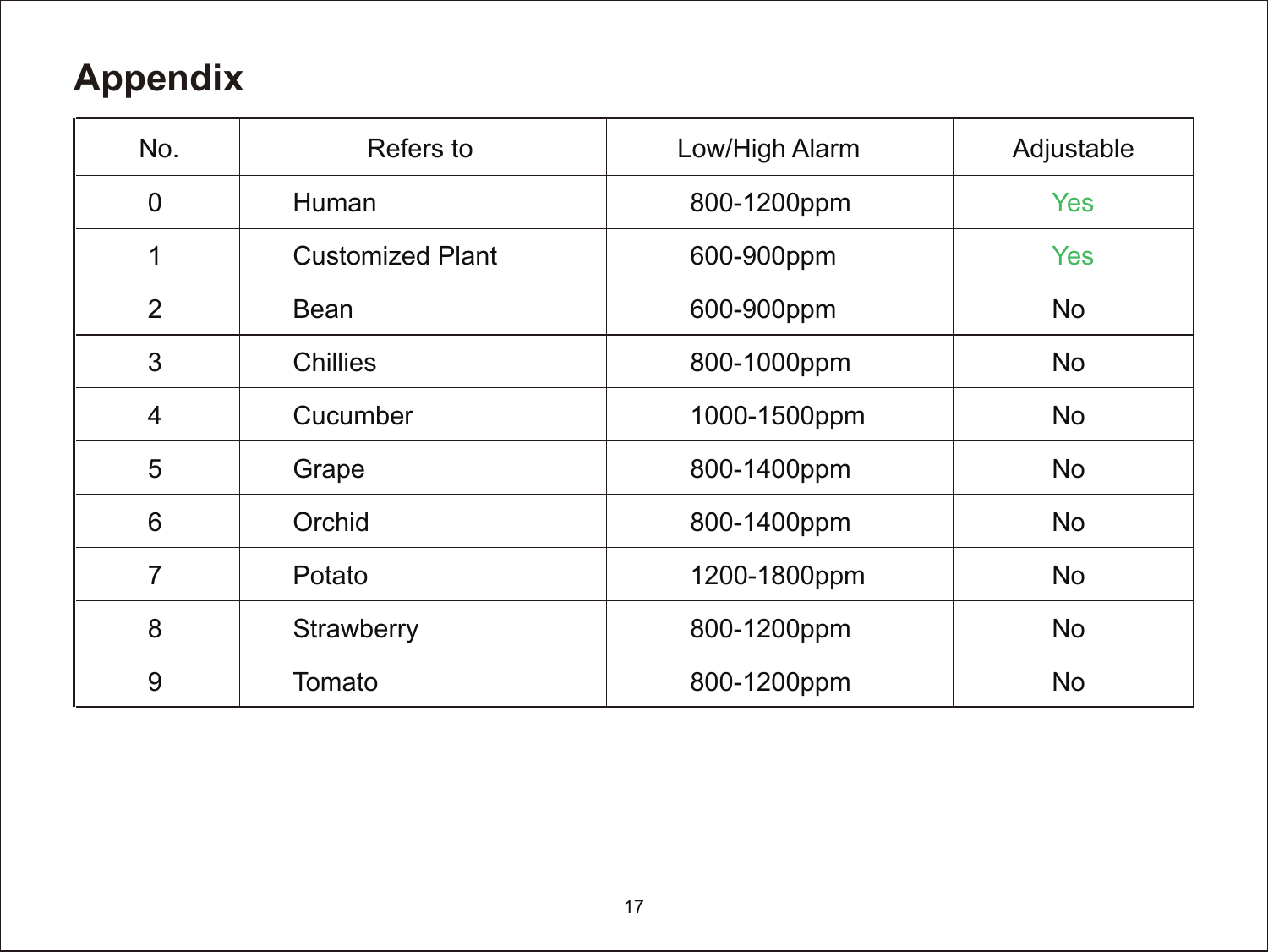# Appendix

| No. | Refers to | Low/High Alarm | Adjustable |
|---|---|---|---|
| 0 | Human | 800-1200ppm | Yes |
| 1 | Customized Plant | 600-900ppm | Yes |
| 2 | Bean | 600-900ppm | No |
| 3 | Chillies | 800-1000ppm | No |
| 4 | Cucumber | 1000-1500ppm | No |
| 5 | Grape | 800-1400ppm | No |
| 6 | Orchid | 800-1400ppm | No |
| 7 | Potato | 1200-1800ppm | No |
| 8 | Strawberry | 800-1200ppm | No |
| 9 | Tomato | 800-1200ppm | No |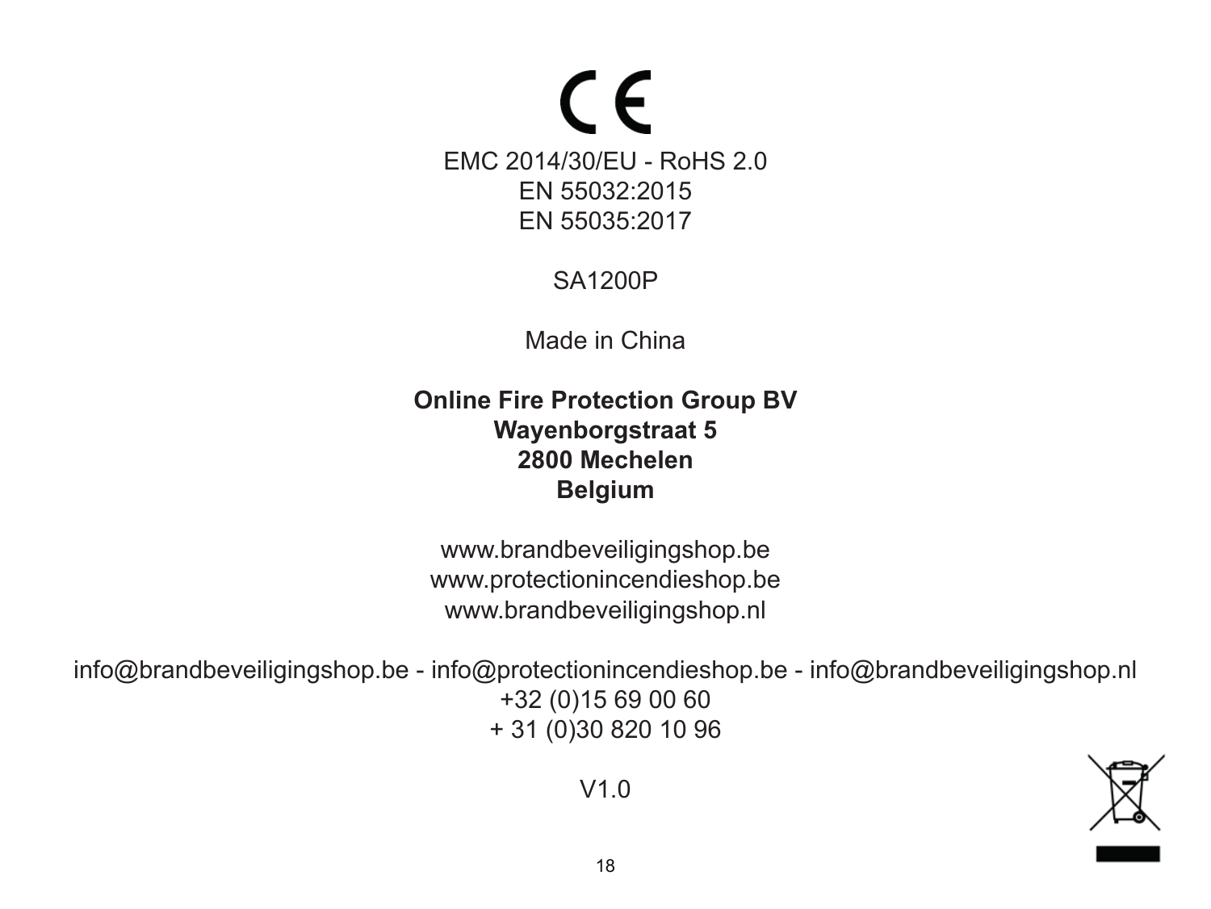CE

EMC 2014/30/EU - RoHS 2.0
EN 55032:2015
EN 55035:2017

SA1200P

Made in China

**Online Fire Protection Group BV**
**Wayenborgstraat 5**
**2800 Mechelen**
**Belgium**

www.brandbeveiligingshop.be
www.protectionincendieshop.be
www.brandbeveiligingshop.nl

info@brandbeveiligingshop.be - info@protectionincendieshop.be - info@brandbeveiligingshop.nl
+32 (0)15 69 00 60
+ 31 (0)30 820 10 96

V1.0